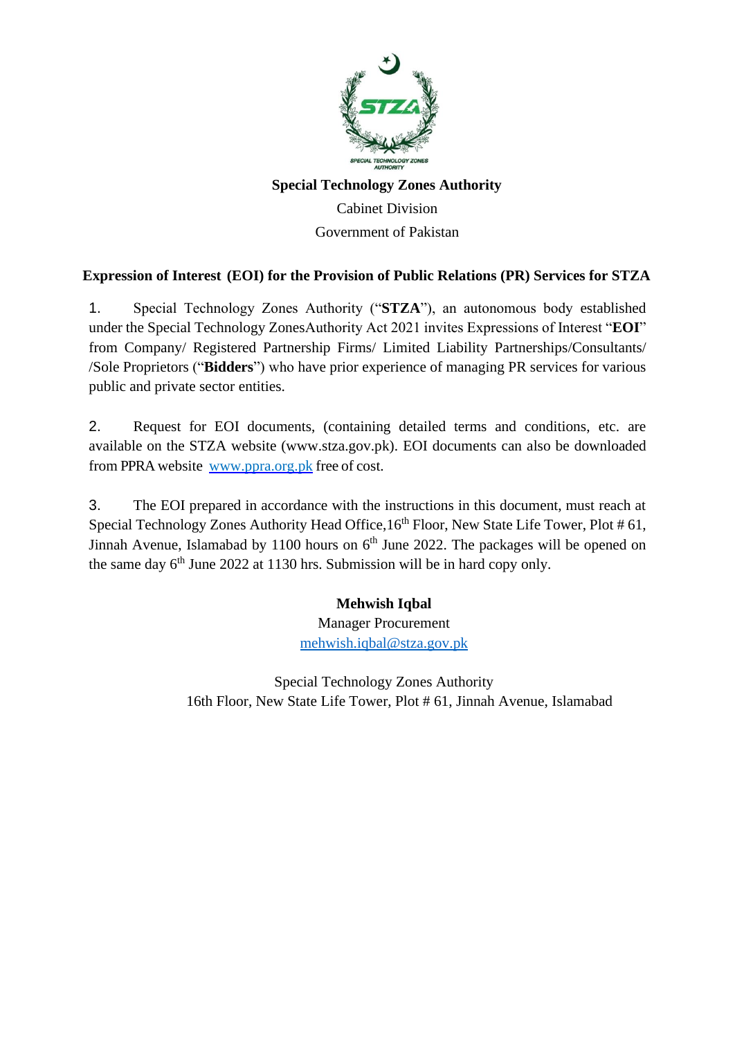**Special Technology Zones Authority**

Cabinet Division

Government of Pakistan

## Expression of Interest (EOI) for the Provision of Public Relations (PR) Services for STZA

1. Special Technology Zones Authority ("**STZA**"), an autonomous body established under the Special Technology ZonesAuthority Act 2021 invites Expressions of Interest "**EOI**" from Company/ Registered Partnership Firms/ Limited Liability Partnerships/Consultants/ /Sole Proprietors ("**Bidders**") who have prior experience of managing PR services for various public and private sector entities.

2. Request for EOI documents, (containing detailed terms and conditions, etc. are available on the STZA website (www.stza.gov.pk). EOI documents can also be downloaded from PPRA website www.ppra.org.pk free of cost.

3. The EOI prepared in accordance with the instructions in this document, must reach at Special Technology Zones Authority Head Office,16th Floor, New State Life Tower, Plot # 61, Jinnah Avenue, Islamabad by 1100 hours on 6th June 2022. The packages will be opened on the same day 6th June 2022 at 1130 hrs. Submission will be in hard copy only.

**Mehwish Iqbal**

Manager Procurement

mehwish.iqbal@stza.gov.pk

Special Technology Zones Authority

16th Floor, New State Life Tower, Plot # 61, Jinnah Avenue, Islamabad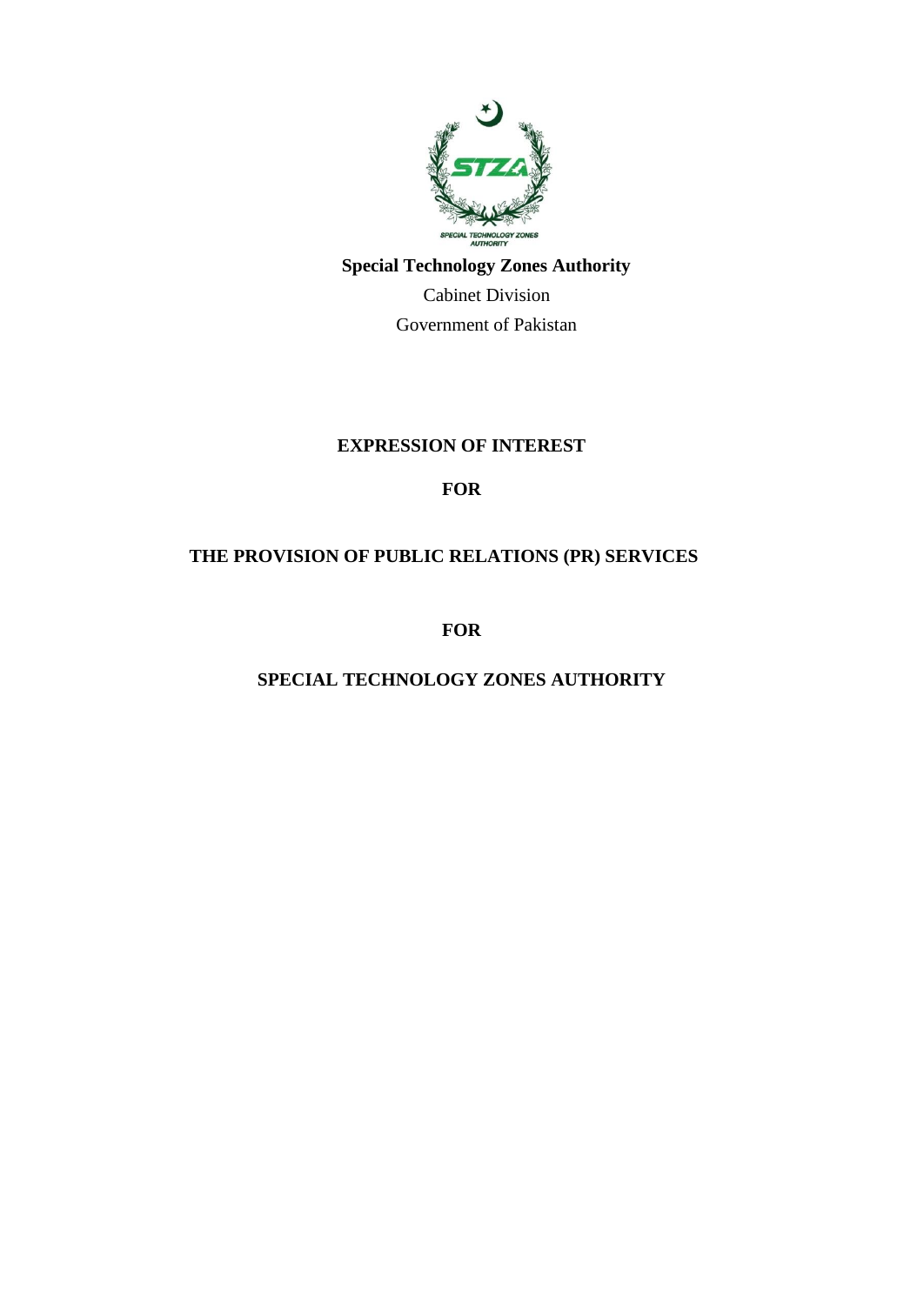**Special Technology Zones Authority**

Cabinet Division

Government of Pakistan

**EXPRESSION OF INTEREST**

**FOR**

**THE PROVISION OF PUBLIC RELATIONS (PR) SERVICES**

**FOR**

**SPECIAL TECHNOLOGY ZONES AUTHORITY**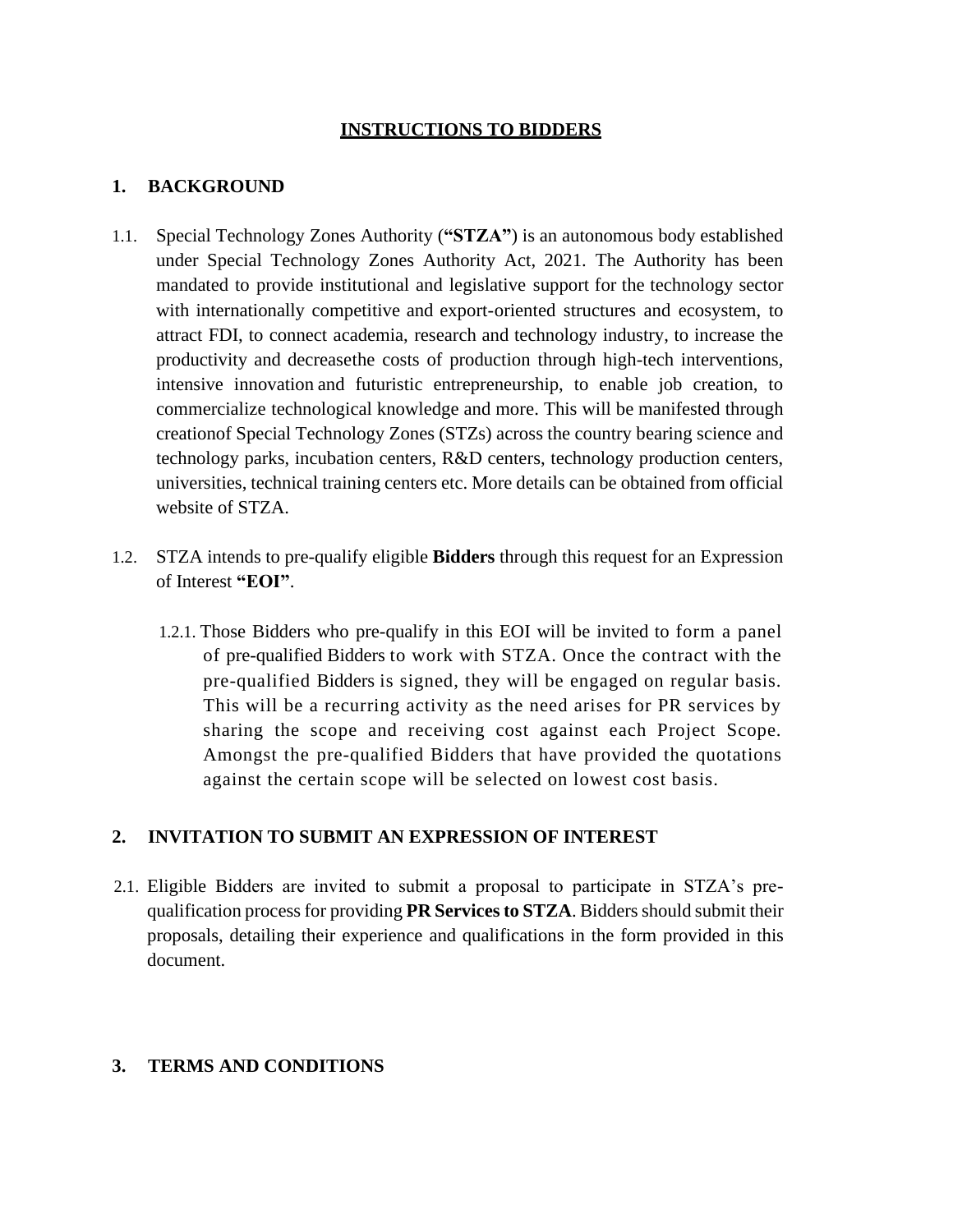# INSTRUCTIONS TO BIDDERS

## 1. BACKGROUND

1.1. Special Technology Zones Authority (**"STZA"**) is an autonomous body established under Special Technology Zones Authority Act, 2021. The Authority has been mandated to provide institutional and legislative support for the technology sector with internationally competitive and export-oriented structures and ecosystem, to attract FDI, to connect academia, research and technology industry, to increase the productivity and decreasethe costs of production through high-tech interventions, intensive innovation and futuristic entrepreneurship, to enable job creation, to commercialize technological knowledge and more. This will be manifested through creationof Special Technology Zones (STZs) across the country bearing science and technology parks, incubation centers, R&D centers, technology production centers, universities, technical training centers etc. More details can be obtained from official website of STZA.

1.2. STZA intends to pre-qualify eligible **Bidders** through this request for an Expression of Interest **"EOI"**.

1.2.1. Those Bidders who pre-qualify in this EOI will be invited to form a panel of pre-qualified Bidders to work with STZA. Once the contract with the pre-qualified Bidders is signed, they will be engaged on regular basis. This will be a recurring activity as the need arises for PR services by sharing the scope and receiving cost against each Project Scope. Amongst the pre-qualified Bidders that have provided the quotations against the certain scope will be selected on lowest cost basis.

## 2. INVITATION TO SUBMIT AN EXPRESSION OF INTEREST

2.1. Eligible Bidders are invited to submit a proposal to participate in STZA's pre-qualification process for providing **PR Services to STZA**. Bidders should submit their proposals, detailing their experience and qualifications in the form provided in this document.

## 3. TERMS AND CONDITIONS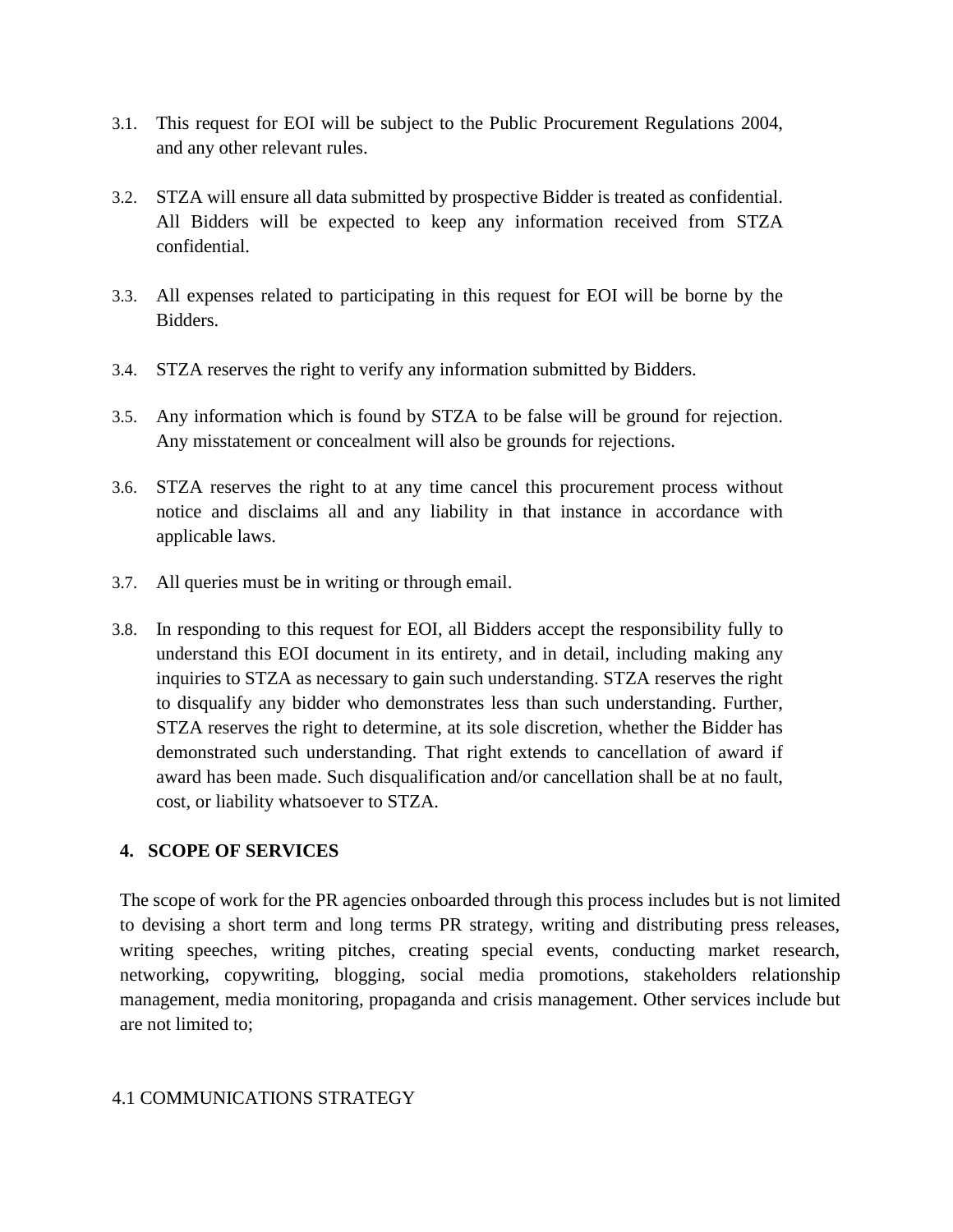3.1. This request for EOI will be subject to the Public Procurement Regulations 2004, and any other relevant rules.

3.2. STZA will ensure all data submitted by prospective Bidder is treated as confidential. All Bidders will be expected to keep any information received from STZA confidential.

3.3. All expenses related to participating in this request for EOI will be borne by the Bidders.

3.4. STZA reserves the right to verify any information submitted by Bidders.

3.5. Any information which is found by STZA to be false will be ground for rejection. Any misstatement or concealment will also be grounds for rejections.

3.6. STZA reserves the right to at any time cancel this procurement process without notice and disclaims all and any liability in that instance in accordance with applicable laws.

3.7. All queries must be in writing or through email.

3.8. In responding to this request for EOI, all Bidders accept the responsibility fully to understand this EOI document in its entirety, and in detail, including making any inquiries to STZA as necessary to gain such understanding. STZA reserves the right to disqualify any bidder who demonstrates less than such understanding. Further, STZA reserves the right to determine, at its sole discretion, whether the Bidder has demonstrated such understanding. That right extends to cancellation of award if award has been made. Such disqualification and/or cancellation shall be at no fault, cost, or liability whatsoever to STZA.

## 4. SCOPE OF SERVICES

The scope of work for the PR agencies onboarded through this process includes but is not limited to devising a short term and long terms PR strategy, writing and distributing press releases, writing speeches, writing pitches, creating special events, conducting market research, networking, copywriting, blogging, social media promotions, stakeholders relationship management, media monitoring, propaganda and crisis management. Other services include but are not limited to;

### 4.1 COMMUNICATIONS STRATEGY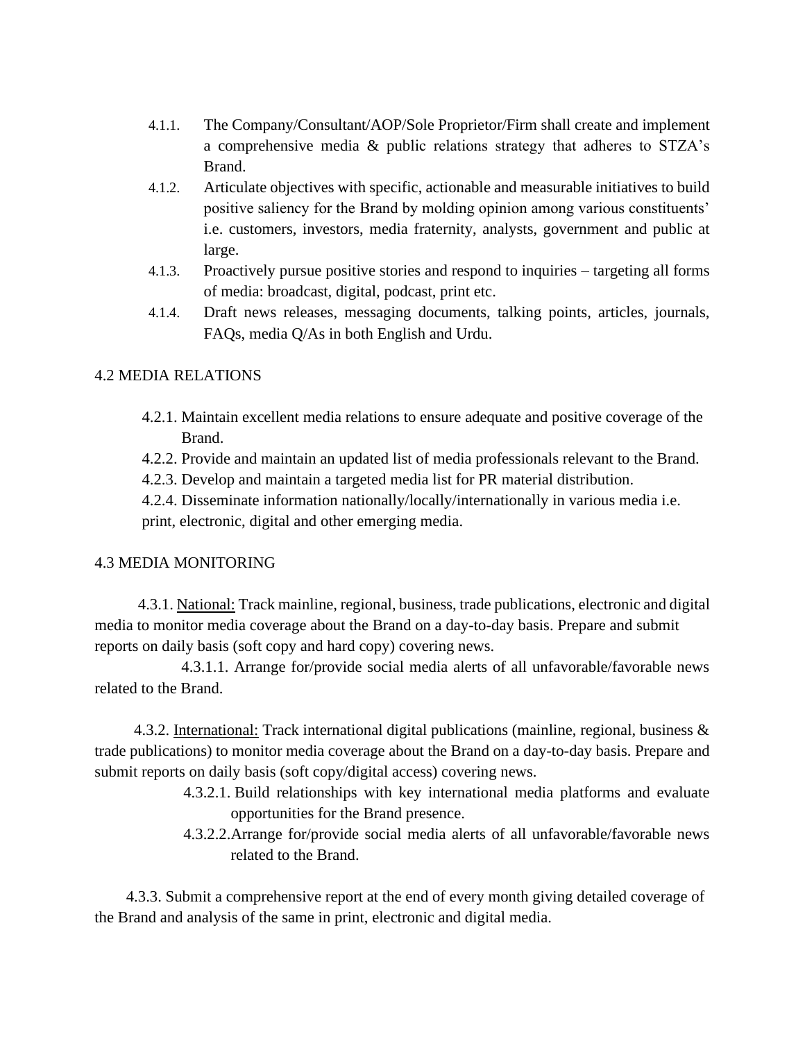4.1.1. The Company/Consultant/AOP/Sole Proprietor/Firm shall create and implement a comprehensive media & public relations strategy that adheres to STZA's Brand.

4.1.2. Articulate objectives with specific, actionable and measurable initiatives to build positive saliency for the Brand by molding opinion among various constituents' i.e. customers, investors, media fraternity, analysts, government and public at large.

4.1.3. Proactively pursue positive stories and respond to inquiries – targeting all forms of media: broadcast, digital, podcast, print etc.

4.1.4. Draft news releases, messaging documents, talking points, articles, journals, FAQs, media Q/As in both English and Urdu.

## 4.2 MEDIA RELATIONS

4.2.1. Maintain excellent media relations to ensure adequate and positive coverage of the Brand.

4.2.2. Provide and maintain an updated list of media professionals relevant to the Brand.

4.2.3. Develop and maintain a targeted media list for PR material distribution.

4.2.4. Disseminate information nationally/locally/internationally in various media i.e. print, electronic, digital and other emerging media.

## 4.3 MEDIA MONITORING

4.3.1. National: Track mainline, regional, business, trade publications, electronic and digital media to monitor media coverage about the Brand on a day-to-day basis. Prepare and submit reports on daily basis (soft copy and hard copy) covering news.

4.3.1.1. Arrange for/provide social media alerts of all unfavorable/favorable news related to the Brand.

4.3.2. International: Track international digital publications (mainline, regional, business & trade publications) to monitor media coverage about the Brand on a day-to-day basis. Prepare and submit reports on daily basis (soft copy/digital access) covering news.

4.3.2.1. Build relationships with key international media platforms and evaluate opportunities for the Brand presence.

4.3.2.2. Arrange for/provide social media alerts of all unfavorable/favorable news related to the Brand.

4.3.3. Submit a comprehensive report at the end of every month giving detailed coverage of the Brand and analysis of the same in print, electronic and digital media.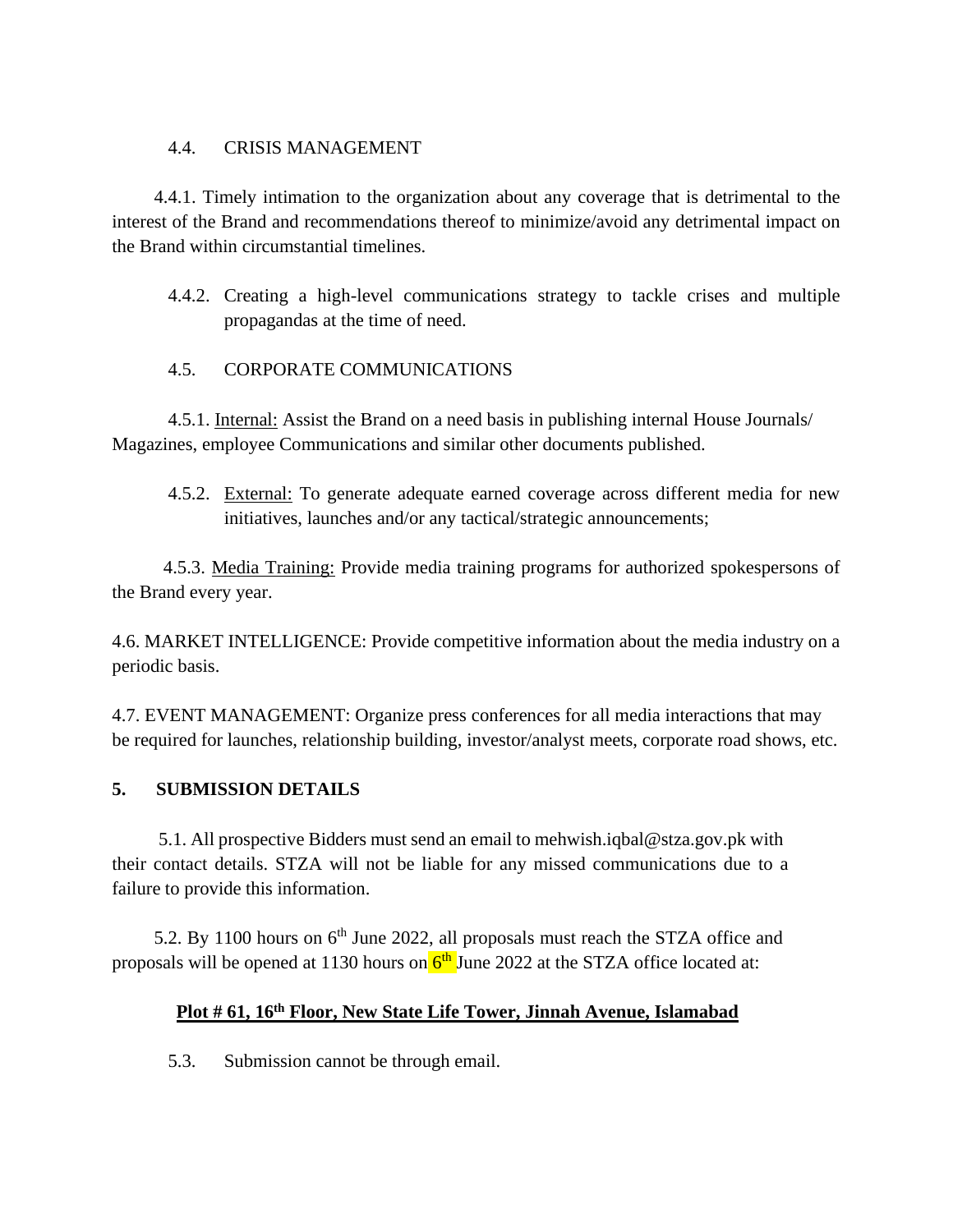4.4. CRISIS MANAGEMENT

4.4.1. Timely intimation to the organization about any coverage that is detrimental to the interest of the Brand and recommendations thereof to minimize/avoid any detrimental impact on the Brand within circumstantial timelines.

4.4.2. Creating a high-level communications strategy to tackle crises and multiple propagandas at the time of need.

4.5. CORPORATE COMMUNICATIONS

4.5.1. Internal: Assist the Brand on a need basis in publishing internal House Journals/ Magazines, employee Communications and similar other documents published.

4.5.2. External: To generate adequate earned coverage across different media for new initiatives, launches and/or any tactical/strategic announcements;

4.5.3. Media Training: Provide media training programs for authorized spokespersons of the Brand every year.

4.6. MARKET INTELLIGENCE: Provide competitive information about the media industry on a periodic basis.

4.7. EVENT MANAGEMENT: Organize press conferences for all media interactions that may be required for launches, relationship building, investor/analyst meets, corporate road shows, etc.

**5. SUBMISSION DETAILS**

5.1. All prospective Bidders must send an email to mehwish.iqbal@stza.gov.pk with their contact details. STZA will not be liable for any missed communications due to a failure to provide this information.

5.2. By 1100 hours on 6th June 2022, all proposals must reach the STZA office and proposals will be opened at 1130 hours on 6th June 2022 at the STZA office located at:

**Plot # 61, 16th Floor, New State Life Tower, Jinnah Avenue, Islamabad**

5.3. Submission cannot be through email.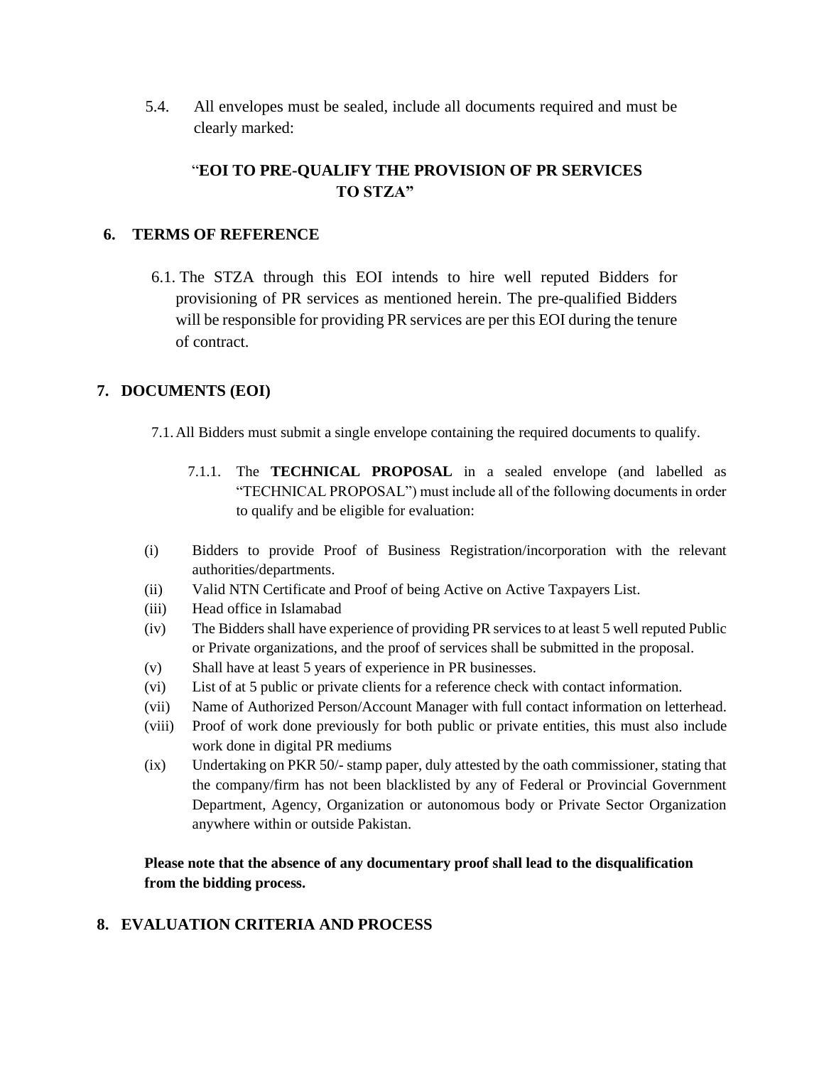5.4. All envelopes must be sealed, include all documents required and must be clearly marked:

"**EOI TO PRE-QUALIFY THE PROVISION OF PR SERVICES TO STZA"**

## 6. TERMS OF REFERENCE

6.1. The STZA through this EOI intends to hire well reputed Bidders for provisioning of PR services as mentioned herein. The pre-qualified Bidders will be responsible for providing PR services are per this EOI during the tenure of contract.

## 7. DOCUMENTS (EOI)

7.1. All Bidders must submit a single envelope containing the required documents to qualify.

7.1.1. The **TECHNICAL PROPOSAL** in a sealed envelope (and labelled as "TECHNICAL PROPOSAL") must include all of the following documents in order to qualify and be eligible for evaluation:

(i) Bidders to provide Proof of Business Registration/incorporation with the relevant authorities/departments.

(ii) Valid NTN Certificate and Proof of being Active on Active Taxpayers List.

(iii) Head office in Islamabad

(iv) The Bidders shall have experience of providing PR services to at least 5 well reputed Public or Private organizations, and the proof of services shall be submitted in the proposal.

(v) Shall have at least 5 years of experience in PR businesses.

(vi) List of at 5 public or private clients for a reference check with contact information.

(vii) Name of Authorized Person/Account Manager with full contact information on letterhead.

(viii) Proof of work done previously for both public or private entities, this must also include work done in digital PR mediums

(ix) Undertaking on PKR 50/- stamp paper, duly attested by the oath commissioner, stating that the company/firm has not been blacklisted by any of Federal or Provincial Government Department, Agency, Organization or autonomous body or Private Sector Organization anywhere within or outside Pakistan.

**Please note that the absence of any documentary proof shall lead to the disqualification from the bidding process.**

## 8. EVALUATION CRITERIA AND PROCESS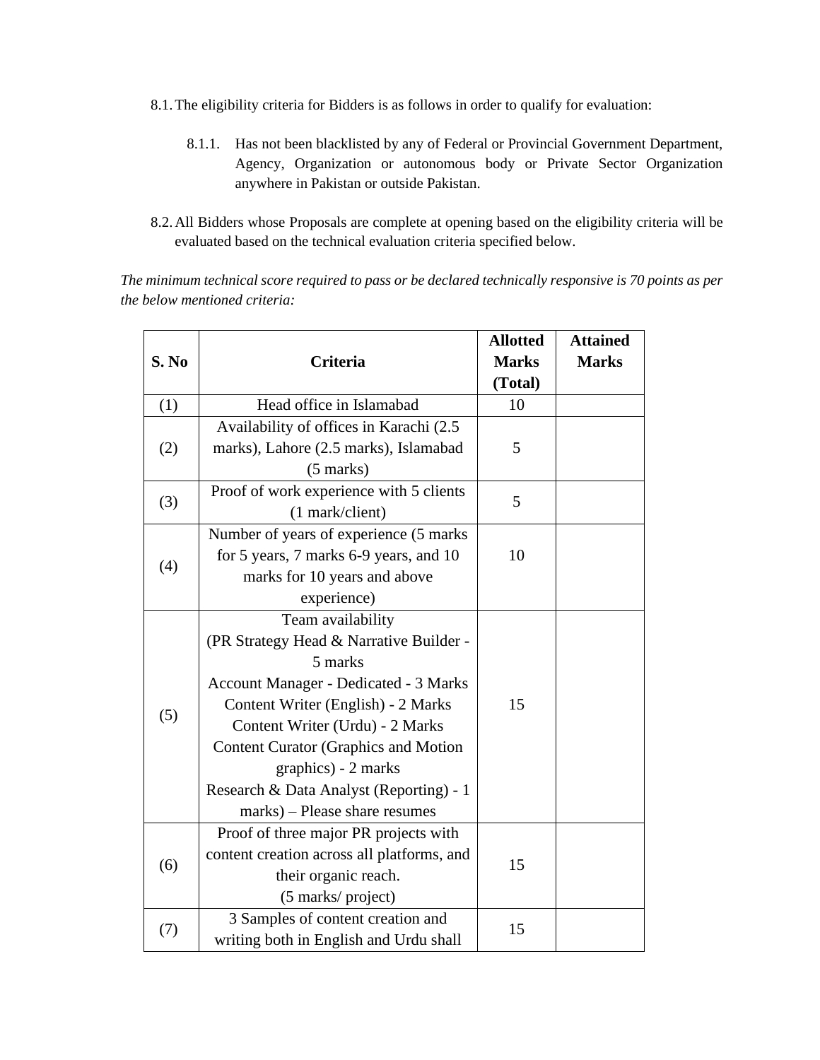8.1. The eligibility criteria for Bidders is as follows in order to qualify for evaluation:

8.1.1. Has not been blacklisted by any of Federal or Provincial Government Department, Agency, Organization or autonomous body or Private Sector Organization anywhere in Pakistan or outside Pakistan.

8.2. All Bidders whose Proposals are complete at opening based on the eligibility criteria will be evaluated based on the technical evaluation criteria specified below.

*The minimum technical score required to pass or be declared technically responsive is 70 points as per the below mentioned criteria:*

| S. No | Criteria | Allotted Marks (Total) | Attained Marks |
|---|---|---|---|
| (1) | Head office in Islamabad | 10 | |
| (2) | Availability of offices in Karachi (2.5 marks), Lahore (2.5 marks), Islamabad (5 marks) | 5 | |
| (3) | Proof of work experience with 5 clients (1 mark/client) | 5 | |
| (4) | Number of years of experience (5 marks for 5 years, 7 marks 6-9 years, and 10 marks for 10 years and above experience) | 10 | |
| (5) | Team availability (PR Strategy Head & Narrative Builder - 5 marks Account Manager - Dedicated - 3 Marks Content Writer (English) - 2 Marks Content Writer (Urdu) - 2 Marks Content Curator (Graphics and Motion graphics) - 2 marks Research & Data Analyst (Reporting) - 1 marks) – Please share resumes | 15 | |
| (6) | Proof of three major PR projects with content creation across all platforms, and their organic reach. (5 marks/ project) | 15 | |
| (7) | 3 Samples of content creation and writing both in English and Urdu shall | 15 | |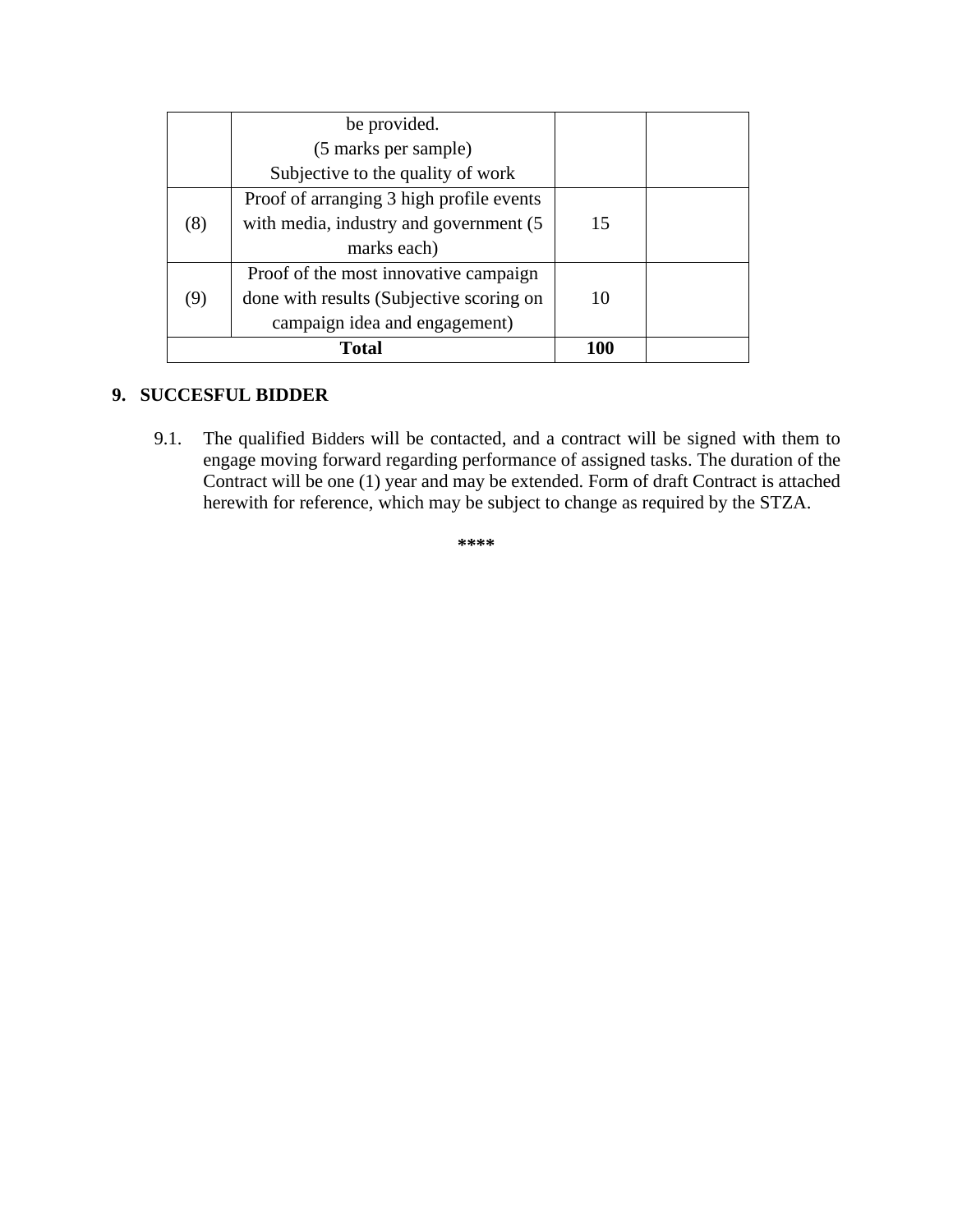| | | | |
|---|---|---|---|
| | be provided.<br>(5 marks per sample)<br>Subjective to the quality of work | | |
| (8) | Proof of arranging 3 high profile events with media, industry and government (5 marks each) | 15 | |
| (9) | Proof of the most innovative campaign done with results (Subjective scoring on campaign idea and engagement) | 10 | |
| **Total** | | **100** | |

## 9. SUCCESFUL BIDDER

9.1. The qualified Bidders will be contacted, and a contract will be signed with them to engage moving forward regarding performance of assigned tasks. The duration of the Contract will be one (1) year and may be extended. Form of draft Contract is attached herewith for reference, which may be subject to change as required by the STZA.

**\*\*\*\***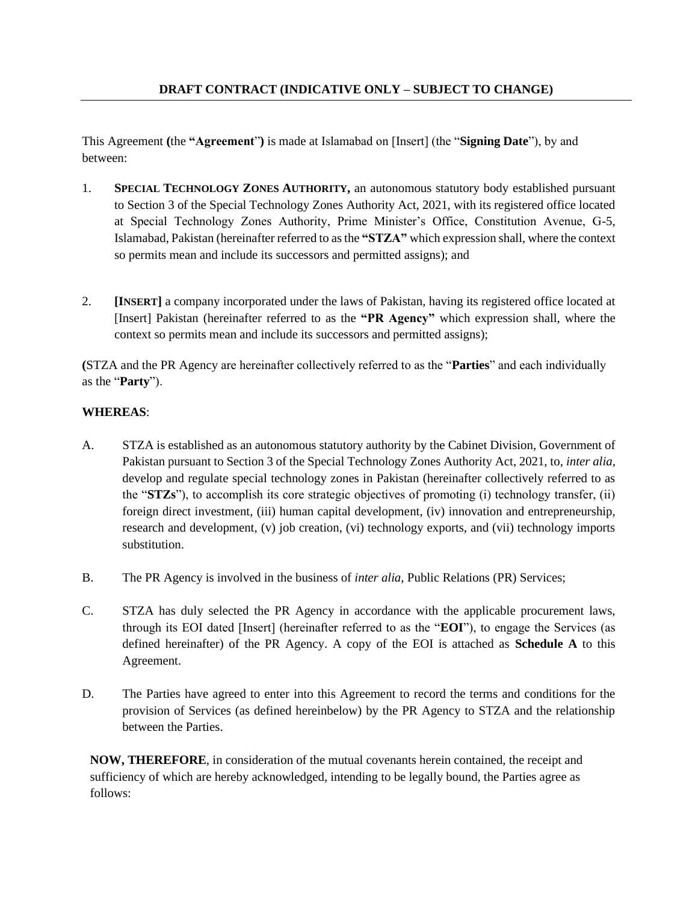## DRAFT CONTRACT (INDICATIVE ONLY – SUBJECT TO CHANGE)

---

This Agreement **(**the **"Agreement"**) is made at Islamabad on [Insert] (the "**Signing Date**"), by and between:

1. **SPECIAL TECHNOLOGY ZONES AUTHORITY,** an autonomous statutory body established pursuant to Section 3 of the Special Technology Zones Authority Act, 2021, with its registered office located at Special Technology Zones Authority, Prime Minister's Office, Constitution Avenue, G-5, Islamabad, Pakistan (hereinafter referred to as the **"STZA"** which expression shall, where the context so permits mean and include its successors and permitted assigns); and

2. **[INSERT]** a company incorporated under the laws of Pakistan, having its registered office located at [Insert] Pakistan (hereinafter referred to as the **"PR Agency"** which expression shall, where the context so permits mean and include its successors and permitted assigns);

**(**STZA and the PR Agency are hereinafter collectively referred to as the "**Parties**" and each individually as the "**Party**").

**WHEREAS**:

A. STZA is established as an autonomous statutory authority by the Cabinet Division, Government of Pakistan pursuant to Section 3 of the Special Technology Zones Authority Act, 2021, to, *inter alia,* develop and regulate special technology zones in Pakistan (hereinafter collectively referred to as the "**STZs**"), to accomplish its core strategic objectives of promoting (i) technology transfer, (ii) foreign direct investment, (iii) human capital development, (iv) innovation and entrepreneurship, research and development, (v) job creation, (vi) technology exports, and (vii) technology imports substitution.

B. The PR Agency is involved in the business of *inter alia,* Public Relations (PR) Services;

C. STZA has duly selected the PR Agency in accordance with the applicable procurement laws, through its EOI dated [Insert] (hereinafter referred to as the "**EOI**"), to engage the Services (as defined hereinafter) of the PR Agency. A copy of the EOI is attached as **Schedule A** to this Agreement.

D. The Parties have agreed to enter into this Agreement to record the terms and conditions for the provision of Services (as defined hereinbelow) by the PR Agency to STZA and the relationship between the Parties.

**NOW, THEREFORE**, in consideration of the mutual covenants herein contained, the receipt and sufficiency of which are hereby acknowledged, intending to be legally bound, the Parties agree as follows: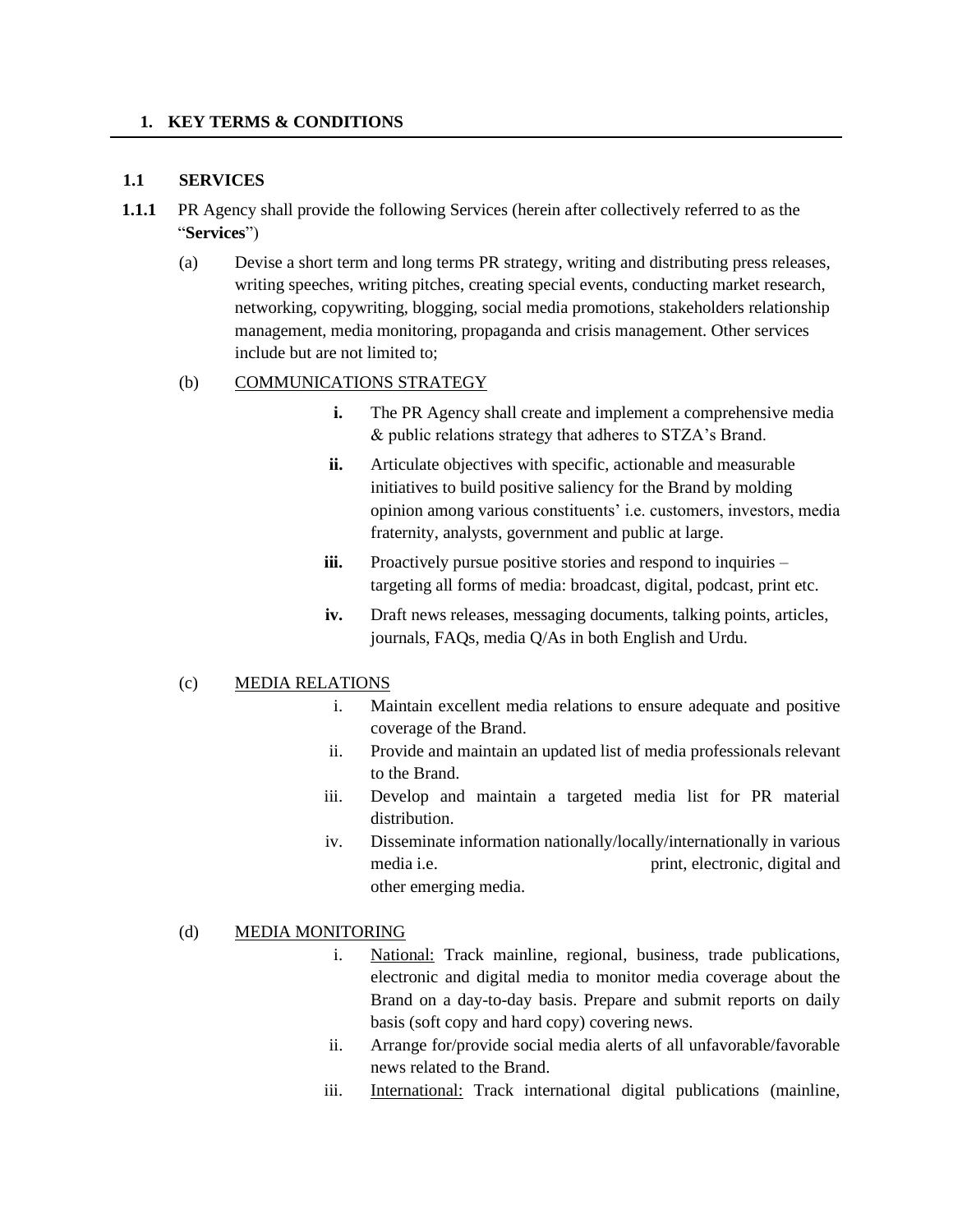## 1. KEY TERMS & CONDITIONS

### 1.1 SERVICES

**1.1.1** PR Agency shall provide the following Services (herein after collectively referred to as the "**Services**")

(a) Devise a short term and long terms PR strategy, writing and distributing press releases, writing speeches, writing pitches, creating special events, conducting market research, networking, copywriting, blogging, social media promotions, stakeholders relationship management, media monitoring, propaganda and crisis management. Other services include but are not limited to;

(b) <u>COMMUNICATIONS STRATEGY</u>

- **i.** The PR Agency shall create and implement a comprehensive media & public relations strategy that adheres to STZA's Brand.
- **ii.** Articulate objectives with specific, actionable and measurable initiatives to build positive saliency for the Brand by molding opinion among various constituents' i.e. customers, investors, media fraternity, analysts, government and public at large.
- **iii.** Proactively pursue positive stories and respond to inquiries – targeting all forms of media: broadcast, digital, podcast, print etc.
- **iv.** Draft news releases, messaging documents, talking points, articles, journals, FAQs, media Q/As in both English and Urdu.

(c) <u>MEDIA RELATIONS</u>

- i. Maintain excellent media relations to ensure adequate and positive coverage of the Brand.
- ii. Provide and maintain an updated list of media professionals relevant to the Brand.
- iii. Develop and maintain a targeted media list for PR material distribution.
- iv. Disseminate information nationally/locally/internationally in various media i.e. print, electronic, digital and other emerging media.

(d) <u>MEDIA MONITORING</u>

- i. <u>National:</u> Track mainline, regional, business, trade publications, electronic and digital media to monitor media coverage about the Brand on a day-to-day basis. Prepare and submit reports on daily basis (soft copy and hard copy) covering news.
- ii. Arrange for/provide social media alerts of all unfavorable/favorable news related to the Brand.
- iii. <u>International:</u> Track international digital publications (mainline,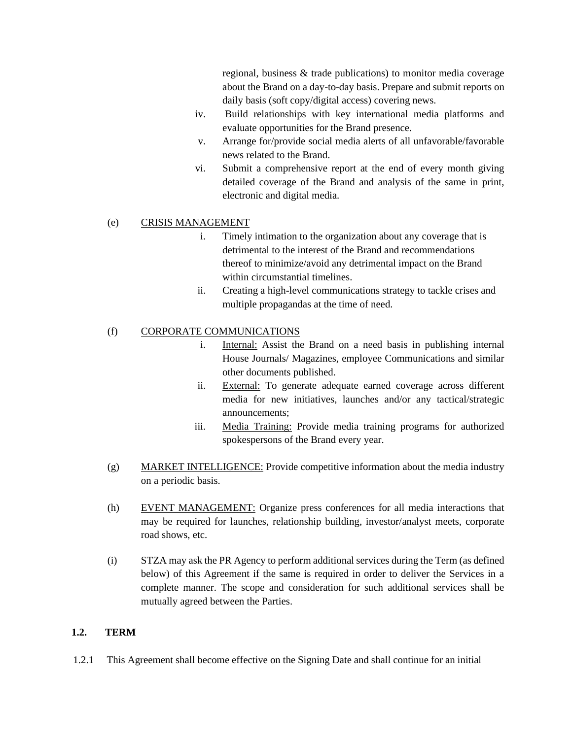regional, business & trade publications) to monitor media coverage about the Brand on a day-to-day basis. Prepare and submit reports on daily basis (soft copy/digital access) covering news.

iv. Build relationships with key international media platforms and evaluate opportunities for the Brand presence.

v. Arrange for/provide social media alerts of all unfavorable/favorable news related to the Brand.

vi. Submit a comprehensive report at the end of every month giving detailed coverage of the Brand and analysis of the same in print, electronic and digital media.

(e) <u>CRISIS MANAGEMENT</u>

i. Timely intimation to the organization about any coverage that is detrimental to the interest of the Brand and recommendations thereof to minimize/avoid any detrimental impact on the Brand within circumstantial timelines.

ii. Creating a high-level communications strategy to tackle crises and multiple propagandas at the time of need.

(f) <u>CORPORATE COMMUNICATIONS</u>

i. <u>Internal:</u> Assist the Brand on a need basis in publishing internal House Journals/ Magazines, employee Communications and similar other documents published.

ii. <u>External:</u> To generate adequate earned coverage across different media for new initiatives, launches and/or any tactical/strategic announcements;

iii. <u>Media Training:</u> Provide media training programs for authorized spokespersons of the Brand every year.

(g) <u>MARKET INTELLIGENCE:</u> Provide competitive information about the media industry on a periodic basis.

(h) <u>EVENT MANAGEMENT:</u> Organize press conferences for all media interactions that may be required for launches, relationship building, investor/analyst meets, corporate road shows, etc.

(i) STZA may ask the PR Agency to perform additional services during the Term (as defined below) of this Agreement if the same is required in order to deliver the Services in a complete manner. The scope and consideration for such additional services shall be mutually agreed between the Parties.

**1.2. TERM**

1.2.1 This Agreement shall become effective on the Signing Date and shall continue for an initial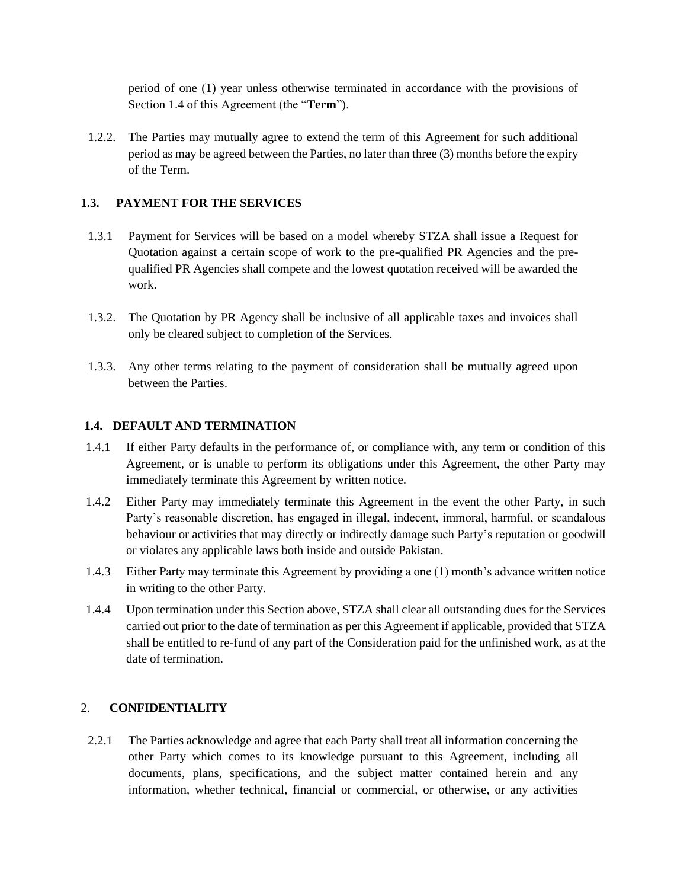period of one (1) year unless otherwise terminated in accordance with the provisions of Section 1.4 of this Agreement (the "**Term**").

1.2.2. The Parties may mutually agree to extend the term of this Agreement for such additional period as may be agreed between the Parties, no later than three (3) months before the expiry of the Term.

### 1.3. PAYMENT FOR THE SERVICES

1.3.1 Payment for Services will be based on a model whereby STZA shall issue a Request for Quotation against a certain scope of work to the pre-qualified PR Agencies and the pre-qualified PR Agencies shall compete and the lowest quotation received will be awarded the work.

1.3.2. The Quotation by PR Agency shall be inclusive of all applicable taxes and invoices shall only be cleared subject to completion of the Services.

1.3.3. Any other terms relating to the payment of consideration shall be mutually agreed upon between the Parties.

### 1.4. DEFAULT AND TERMINATION

1.4.1 If either Party defaults in the performance of, or compliance with, any term or condition of this Agreement, or is unable to perform its obligations under this Agreement, the other Party may immediately terminate this Agreement by written notice.

1.4.2 Either Party may immediately terminate this Agreement in the event the other Party, in such Party's reasonable discretion, has engaged in illegal, indecent, immoral, harmful, or scandalous behaviour or activities that may directly or indirectly damage such Party's reputation or goodwill or violates any applicable laws both inside and outside Pakistan.

1.4.3 Either Party may terminate this Agreement by providing a one (1) month's advance written notice in writing to the other Party.

1.4.4 Upon termination under this Section above, STZA shall clear all outstanding dues for the Services carried out prior to the date of termination as per this Agreement if applicable, provided that STZA shall be entitled to re-fund of any part of the Consideration paid for the unfinished work, as at the date of termination.

## 2. CONFIDENTIALITY

2.2.1 The Parties acknowledge and agree that each Party shall treat all information concerning the other Party which comes to its knowledge pursuant to this Agreement, including all documents, plans, specifications, and the subject matter contained herein and any information, whether technical, financial or commercial, or otherwise, or any activities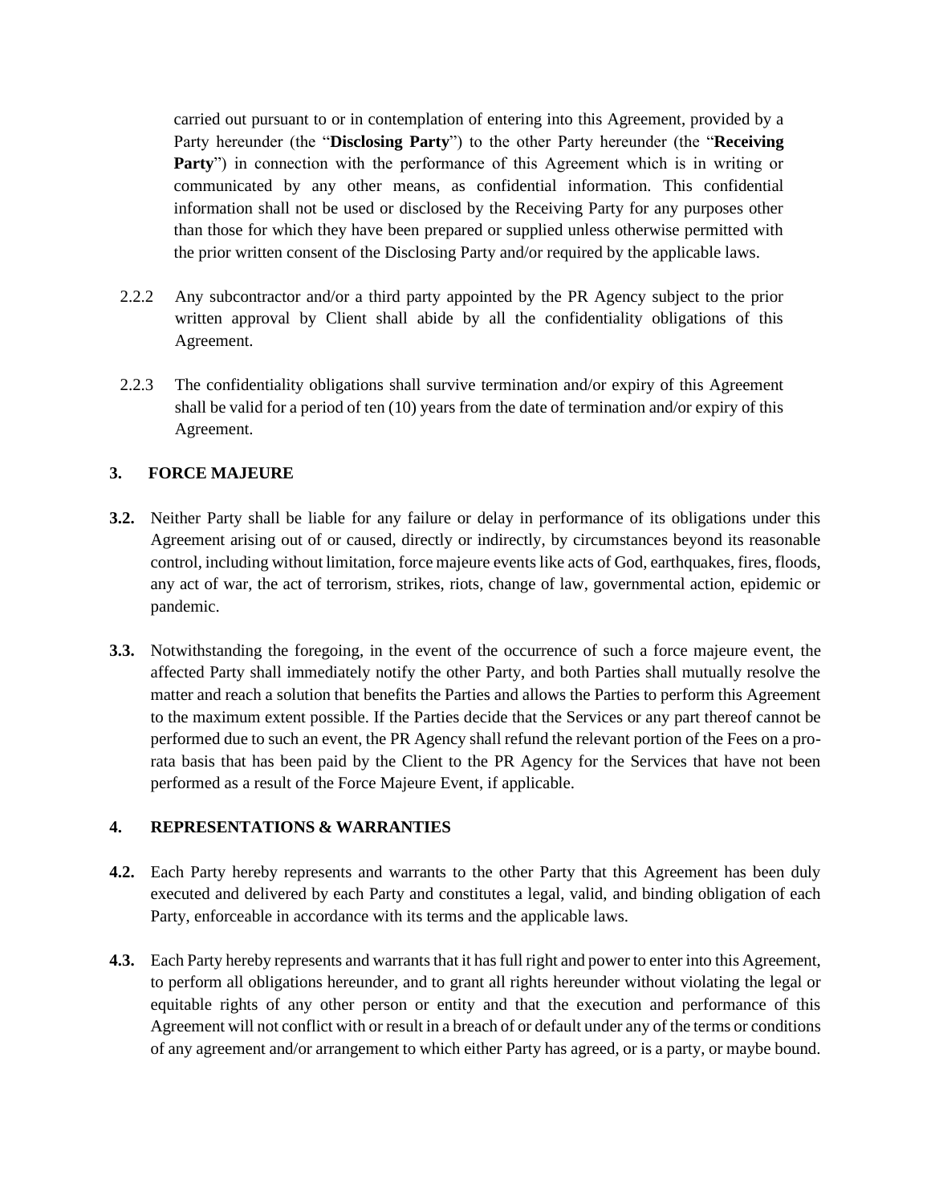carried out pursuant to or in contemplation of entering into this Agreement, provided by a Party hereunder (the "**Disclosing Party**") to the other Party hereunder (the "**Receiving Party**") in connection with the performance of this Agreement which is in writing or communicated by any other means, as confidential information. This confidential information shall not be used or disclosed by the Receiving Party for any purposes other than those for which they have been prepared or supplied unless otherwise permitted with the prior written consent of the Disclosing Party and/or required by the applicable laws.

2.2.2 Any subcontractor and/or a third party appointed by the PR Agency subject to the prior written approval by Client shall abide by all the confidentiality obligations of this Agreement.

2.2.3 The confidentiality obligations shall survive termination and/or expiry of this Agreement shall be valid for a period of ten (10) years from the date of termination and/or expiry of this Agreement.

## 3. FORCE MAJEURE

**3.2.** Neither Party shall be liable for any failure or delay in performance of its obligations under this Agreement arising out of or caused, directly or indirectly, by circumstances beyond its reasonable control, including without limitation, force majeure events like acts of God, earthquakes, fires, floods, any act of war, the act of terrorism, strikes, riots, change of law, governmental action, epidemic or pandemic.

**3.3.** Notwithstanding the foregoing, in the event of the occurrence of such a force majeure event, the affected Party shall immediately notify the other Party, and both Parties shall mutually resolve the matter and reach a solution that benefits the Parties and allows the Parties to perform this Agreement to the maximum extent possible. If the Parties decide that the Services or any part thereof cannot be performed due to such an event, the PR Agency shall refund the relevant portion of the Fees on a pro-rata basis that has been paid by the Client to the PR Agency for the Services that have not been performed as a result of the Force Majeure Event, if applicable.

## 4. REPRESENTATIONS & WARRANTIES

**4.2.** Each Party hereby represents and warrants to the other Party that this Agreement has been duly executed and delivered by each Party and constitutes a legal, valid, and binding obligation of each Party, enforceable in accordance with its terms and the applicable laws.

**4.3.** Each Party hereby represents and warrants that it has full right and power to enter into this Agreement, to perform all obligations hereunder, and to grant all rights hereunder without violating the legal or equitable rights of any other person or entity and that the execution and performance of this Agreement will not conflict with or result in a breach of or default under any of the terms or conditions of any agreement and/or arrangement to which either Party has agreed, or is a party, or maybe bound.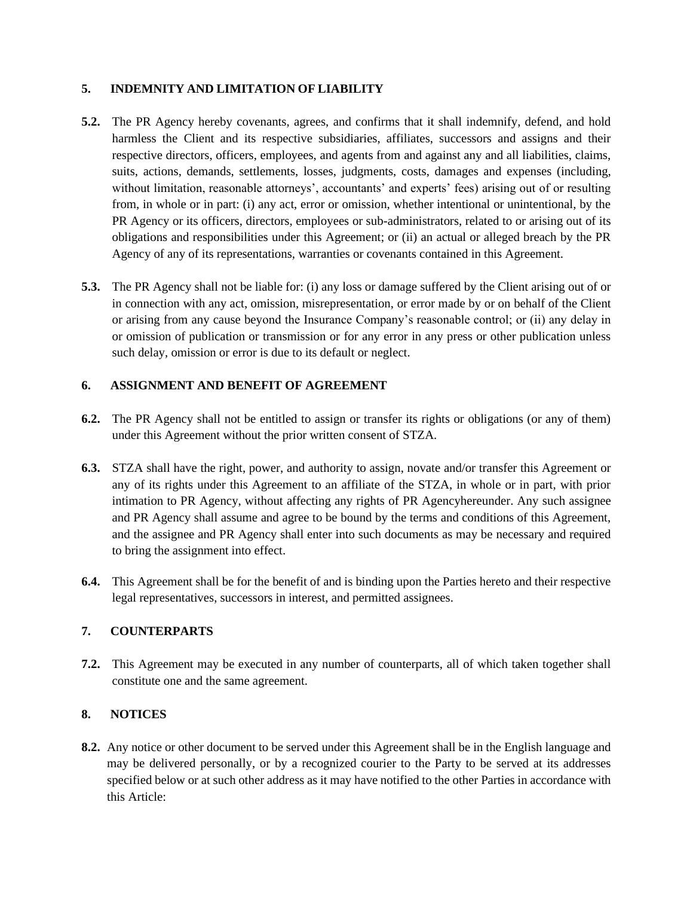## 5. INDEMNITY AND LIMITATION OF LIABILITY

**5.2.** The PR Agency hereby covenants, agrees, and confirms that it shall indemnify, defend, and hold harmless the Client and its respective subsidiaries, affiliates, successors and assigns and their respective directors, officers, employees, and agents from and against any and all liabilities, claims, suits, actions, demands, settlements, losses, judgments, costs, damages and expenses (including, without limitation, reasonable attorneys', accountants' and experts' fees) arising out of or resulting from, in whole or in part: (i) any act, error or omission, whether intentional or unintentional, by the PR Agency or its officers, directors, employees or sub-administrators, related to or arising out of its obligations and responsibilities under this Agreement; or (ii) an actual or alleged breach by the PR Agency of any of its representations, warranties or covenants contained in this Agreement.

**5.3.** The PR Agency shall not be liable for: (i) any loss or damage suffered by the Client arising out of or in connection with any act, omission, misrepresentation, or error made by or on behalf of the Client or arising from any cause beyond the Insurance Company's reasonable control; or (ii) any delay in or omission of publication or transmission or for any error in any press or other publication unless such delay, omission or error is due to its default or neglect.

## 6. ASSIGNMENT AND BENEFIT OF AGREEMENT

**6.2.** The PR Agency shall not be entitled to assign or transfer its rights or obligations (or any of them) under this Agreement without the prior written consent of STZA.

**6.3.** STZA shall have the right, power, and authority to assign, novate and/or transfer this Agreement or any of its rights under this Agreement to an affiliate of the STZA, in whole or in part, with prior intimation to PR Agency, without affecting any rights of PR Agencyhereunder. Any such assignee and PR Agency shall assume and agree to be bound by the terms and conditions of this Agreement, and the assignee and PR Agency shall enter into such documents as may be necessary and required to bring the assignment into effect.

**6.4.** This Agreement shall be for the benefit of and is binding upon the Parties hereto and their respective legal representatives, successors in interest, and permitted assignees.

## 7. COUNTERPARTS

**7.2.** This Agreement may be executed in any number of counterparts, all of which taken together shall constitute one and the same agreement.

## 8. NOTICES

**8.2.** Any notice or other document to be served under this Agreement shall be in the English language and may be delivered personally, or by a recognized courier to the Party to be served at its addresses specified below or at such other address as it may have notified to the other Parties in accordance with this Article: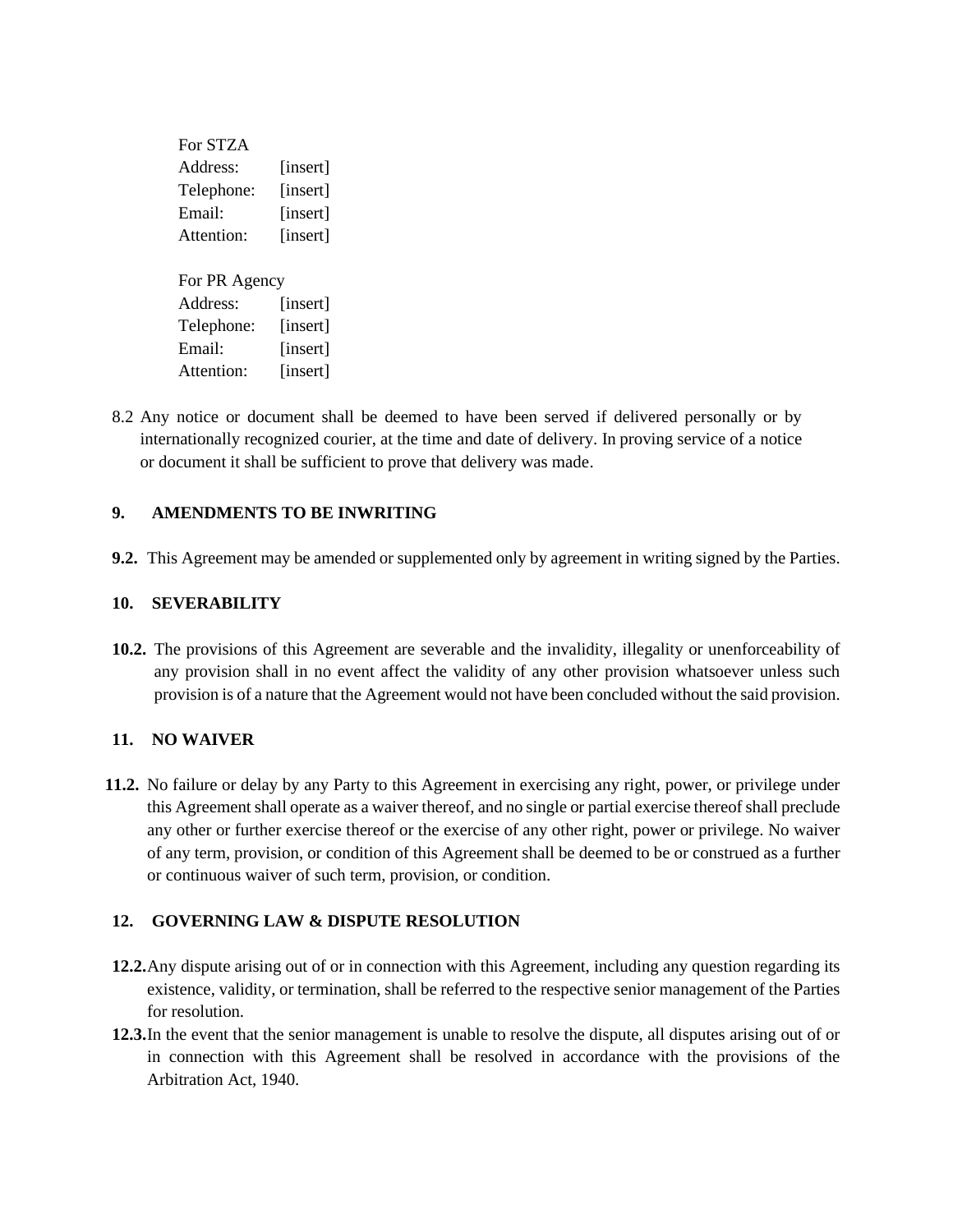For STZA

Address: [insert]

Telephone: [insert]

Email: [insert]

Attention: [insert]

For PR Agency

Address: [insert]

Telephone: [insert]

Email: [insert]

Attention: [insert]

8.2 Any notice or document shall be deemed to have been served if delivered personally or by internationally recognized courier, at the time and date of delivery. In proving service of a notice or document it shall be sufficient to prove that delivery was made.

**9. AMENDMENTS TO BE INWRITING**

**9.2.** This Agreement may be amended or supplemented only by agreement in writing signed by the Parties.

**10. SEVERABILITY**

**10.2.** The provisions of this Agreement are severable and the invalidity, illegality or unenforceability of any provision shall in no event affect the validity of any other provision whatsoever unless such provision is of a nature that the Agreement would not have been concluded without the said provision.

**11. NO WAIVER**

**11.2.** No failure or delay by any Party to this Agreement in exercising any right, power, or privilege under this Agreement shall operate as a waiver thereof, and no single or partial exercise thereof shall preclude any other or further exercise thereof or the exercise of any other right, power or privilege. No waiver of any term, provision, or condition of this Agreement shall be deemed to be or construed as a further or continuous waiver of such term, provision, or condition.

**12. GOVERNING LAW & DISPUTE RESOLUTION**

**12.2.** Any dispute arising out of or in connection with this Agreement, including any question regarding its existence, validity, or termination, shall be referred to the respective senior management of the Parties for resolution.

**12.3.** In the event that the senior management is unable to resolve the dispute, all disputes arising out of or in connection with this Agreement shall be resolved in accordance with the provisions of the Arbitration Act, 1940.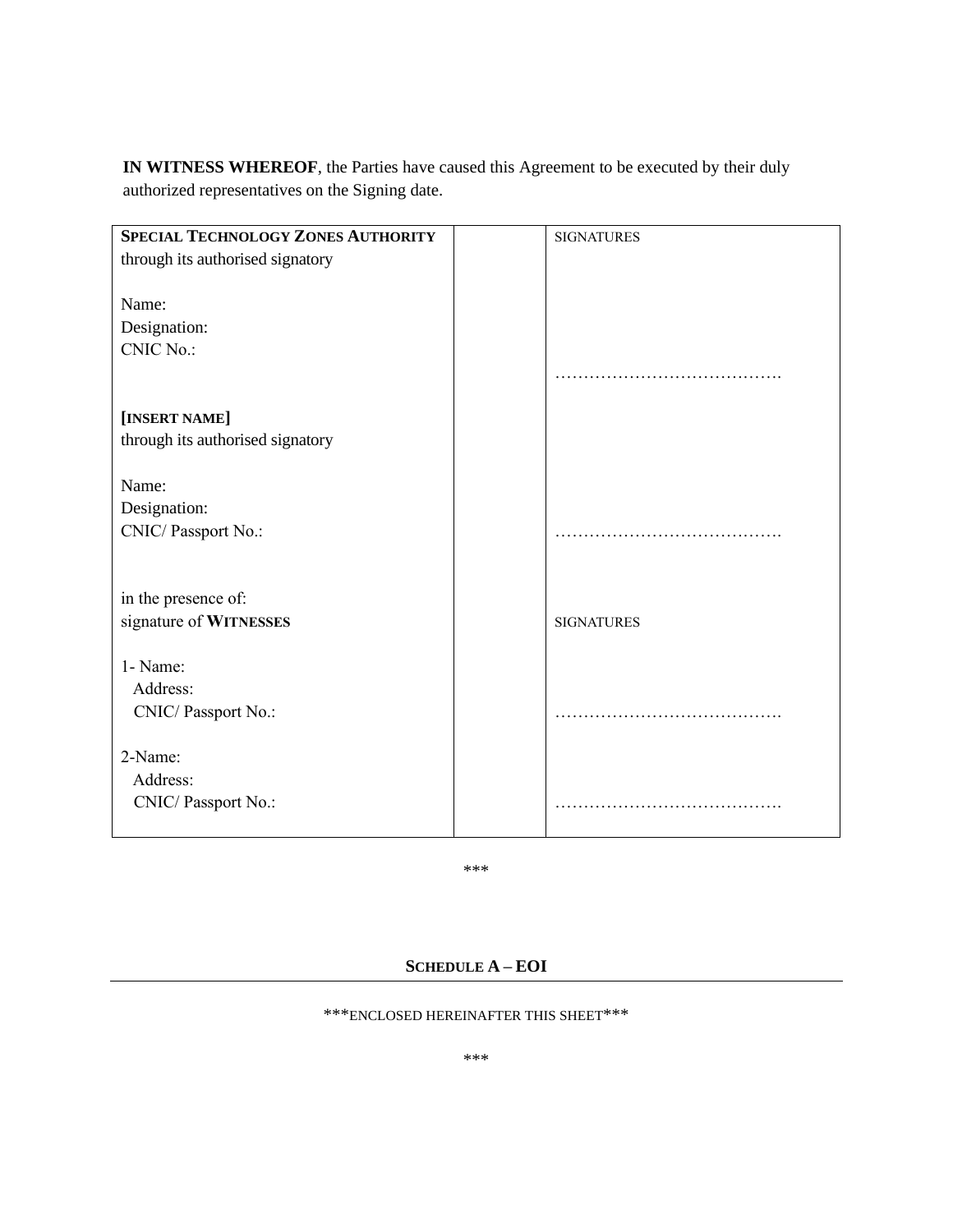**IN WITNESS WHEREOF**, the Parties have caused this Agreement to be executed by their duly authorized representatives on the Signing date.

| | | |
|---|---|---|
| **SPECIAL TECHNOLOGY ZONES AUTHORITY**<br>through its authorised signatory<br><br>Name:<br>Designation:<br>CNIC No.: | | SIGNATURES<br><br><br><br><br><br>…………………………………. |
| **[INSERT NAME]**<br>through its authorised signatory<br><br>Name:<br>Designation:<br>CNIC/ Passport No.: | | …………………………………. |
| in the presence of:<br>signature of **WITNESSES** | | SIGNATURES |
| 1- Name:<br>Address:<br>CNIC/ Passport No.: | | …………………………………. |
| 2-Name:<br>Address:<br>CNIC/ Passport No.: | | …………………………………. |

***

## SCHEDULE A – EOI

***ENCLOSED HEREINAFTER THIS SHEET***

***